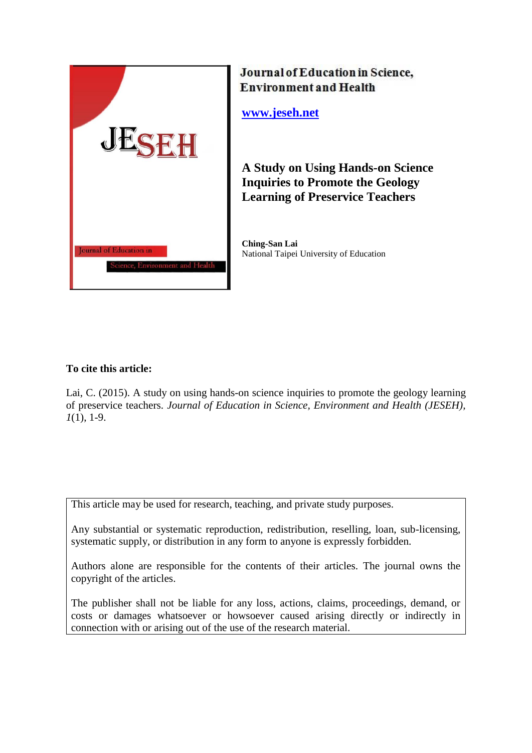Journal of Education in Science, Environment and Health

www.jeseh.net

# A Study on Using Hands-on Science Inquiries to Promote the Geology Learning of Preservice Teachers

**Ching-San Lai**
National Taipei University of Education

**To cite this article:**

Lai, C. (2015). A study on using hands-on science inquiries to promote the geology learning of preservice teachers. *Journal of Education in Science, Environment and Health (JESEH), 1*(1), 1-9.

This article may be used for research, teaching, and private study purposes.

Any substantial or systematic reproduction, redistribution, reselling, loan, sub-licensing, systematic supply, or distribution in any form to anyone is expressly forbidden.

Authors alone are responsible for the contents of their articles. The journal owns the copyright of the articles.

The publisher shall not be liable for any loss, actions, claims, proceedings, demand, or costs or damages whatsoever or howsoever caused arising directly or indirectly in connection with or arising out of the use of the research material.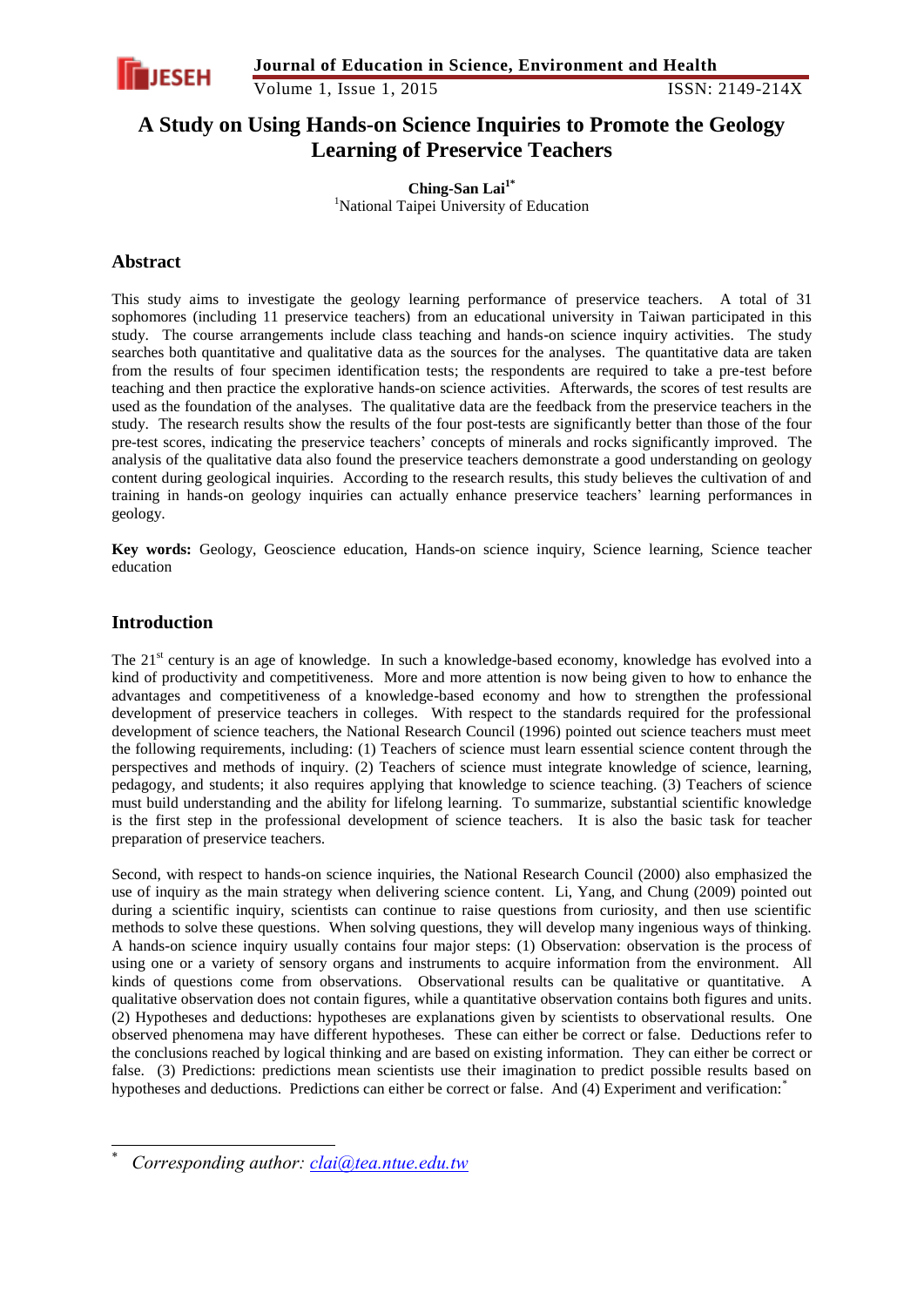# A Study on Using Hands-on Science Inquiries to Promote the Geology Learning of Preservice Teachers

**Ching-San Lai**[1*]

[1]National Taipei University of Education

## Abstract

This study aims to investigate the geology learning performance of preservice teachers. A total of 31 sophomores (including 11 preservice teachers) from an educational university in Taiwan participated in this study. The course arrangements include class teaching and hands-on science inquiry activities. The study searches both quantitative and qualitative data as the sources for the analyses. The quantitative data are taken from the results of four specimen identification tests; the respondents are required to take a pre-test before teaching and then practice the explorative hands-on science activities. Afterwards, the scores of test results are used as the foundation of the analyses. The qualitative data are the feedback from the preservice teachers in the study. The research results show the results of the four post-tests are significantly better than those of the four pre-test scores, indicating the preservice teachers' concepts of minerals and rocks significantly improved. The analysis of the qualitative data also found the preservice teachers demonstrate a good understanding on geology content during geological inquiries. According to the research results, this study believes the cultivation of and training in hands-on geology inquiries can actually enhance preservice teachers' learning performances in geology.

**Key words:** Geology, Geoscience education, Hands-on science inquiry, Science learning, Science teacher education

## Introduction

The 21st century is an age of knowledge. In such a knowledge-based economy, knowledge has evolved into a kind of productivity and competitiveness. More and more attention is now being given to how to enhance the advantages and competitiveness of a knowledge-based economy and how to strengthen the professional development of preservice teachers in colleges. With respect to the standards required for the professional development of science teachers, the National Research Council (1996) pointed out science teachers must meet the following requirements, including: (1) Teachers of science must learn essential science content through the perspectives and methods of inquiry. (2) Teachers of science must integrate knowledge of science, learning, pedagogy, and students; it also requires applying that knowledge to science teaching. (3) Teachers of science must build understanding and the ability for lifelong learning. To summarize, substantial scientific knowledge is the first step in the professional development of science teachers. It is also the basic task for teacher preparation of preservice teachers.

Second, with respect to hands-on science inquiries, the National Research Council (2000) also emphasized the use of inquiry as the main strategy when delivering science content. Li, Yang, and Chung (2009) pointed out during a scientific inquiry, scientists can continue to raise questions from curiosity, and then use scientific methods to solve these questions. When solving questions, they will develop many ingenious ways of thinking. A hands-on science inquiry usually contains four major steps: (1) Observation: observation is the process of using one or a variety of sensory organs and instruments to acquire information from the environment. All kinds of questions come from observations. Observational results can be qualitative or quantitative. A qualitative observation does not contain figures, while a quantitative observation contains both figures and units. (2) Hypotheses and deductions: hypotheses are explanations given by scientists to observational results. One observed phenomena may have different hypotheses. These can either be correct or false. Deductions refer to the conclusions reached by logical thinking and are based on existing information. They can either be correct or false. (3) Predictions: predictions mean scientists use their imagination to predict possible results based on hypotheses and deductions. Predictions can either be correct or false. And (4) Experiment and verification:[*]

---

[*] *Corresponding author: clai@tea.ntue.edu.tw*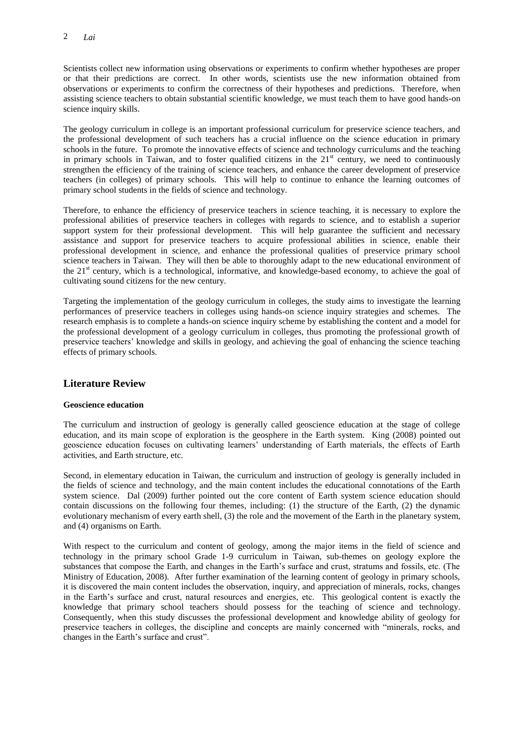Scientists collect new information using observations or experiments to confirm whether hypotheses are proper or that their predictions are correct. In other words, scientists use the new information obtained from observations or experiments to confirm the correctness of their hypotheses and predictions. Therefore, when assisting science teachers to obtain substantial scientific knowledge, we must teach them to have good hands-on science inquiry skills.

The geology curriculum in college is an important professional curriculum for preservice science teachers, and the professional development of such teachers has a crucial influence on the science education in primary schools in the future. To promote the innovative effects of science and technology curriculums and the teaching in primary schools in Taiwan, and to foster qualified citizens in the 21st century, we need to continuously strengthen the efficiency of the training of science teachers, and enhance the career development of preservice teachers (in colleges) of primary schools. This will help to continue to enhance the learning outcomes of primary school students in the fields of science and technology.

Therefore, to enhance the efficiency of preservice teachers in science teaching, it is necessary to explore the professional abilities of preservice teachers in colleges with regards to science, and to establish a superior support system for their professional development. This will help guarantee the sufficient and necessary assistance and support for preservice teachers to acquire professional abilities in science, enable their professional development in science, and enhance the professional qualities of preservice primary school science teachers in Taiwan. They will then be able to thoroughly adapt to the new educational environment of the 21st century, which is a technological, informative, and knowledge-based economy, to achieve the goal of cultivating sound citizens for the new century.

Targeting the implementation of the geology curriculum in colleges, the study aims to investigate the learning performances of preservice teachers in colleges using hands-on science inquiry strategies and schemes. The research emphasis is to complete a hands-on science inquiry scheme by establishing the content and a model for the professional development of a geology curriculum in colleges, thus promoting the professional growth of preservice teachers' knowledge and skills in geology, and achieving the goal of enhancing the science teaching effects of primary schools.

## Literature Review

### Geoscience education

The curriculum and instruction of geology is generally called geoscience education at the stage of college education, and its main scope of exploration is the geosphere in the Earth system. King (2008) pointed out geoscience education focuses on cultivating learners' understanding of Earth materials, the effects of Earth activities, and Earth structure, etc.

Second, in elementary education in Taiwan, the curriculum and instruction of geology is generally included in the fields of science and technology, and the main content includes the educational connotations of the Earth system science. Dal (2009) further pointed out the core content of Earth system science education should contain discussions on the following four themes, including: (1) the structure of the Earth, (2) the dynamic evolutionary mechanism of every earth shell, (3) the role and the movement of the Earth in the planetary system, and (4) organisms on Earth.

With respect to the curriculum and content of geology, among the major items in the field of science and technology in the primary school Grade 1-9 curriculum in Taiwan, sub-themes on geology explore the substances that compose the Earth, and changes in the Earth's surface and crust, stratums and fossils, etc. (The Ministry of Education, 2008). After further examination of the learning content of geology in primary schools, it is discovered the main content includes the observation, inquiry, and appreciation of minerals, rocks, changes in the Earth's surface and crust, natural resources and energies, etc. This geological content is exactly the knowledge that primary school teachers should possess for the teaching of science and technology. Consequently, when this study discusses the professional development and knowledge ability of geology for preservice teachers in colleges, the discipline and concepts are mainly concerned with "minerals, rocks, and changes in the Earth's surface and crust".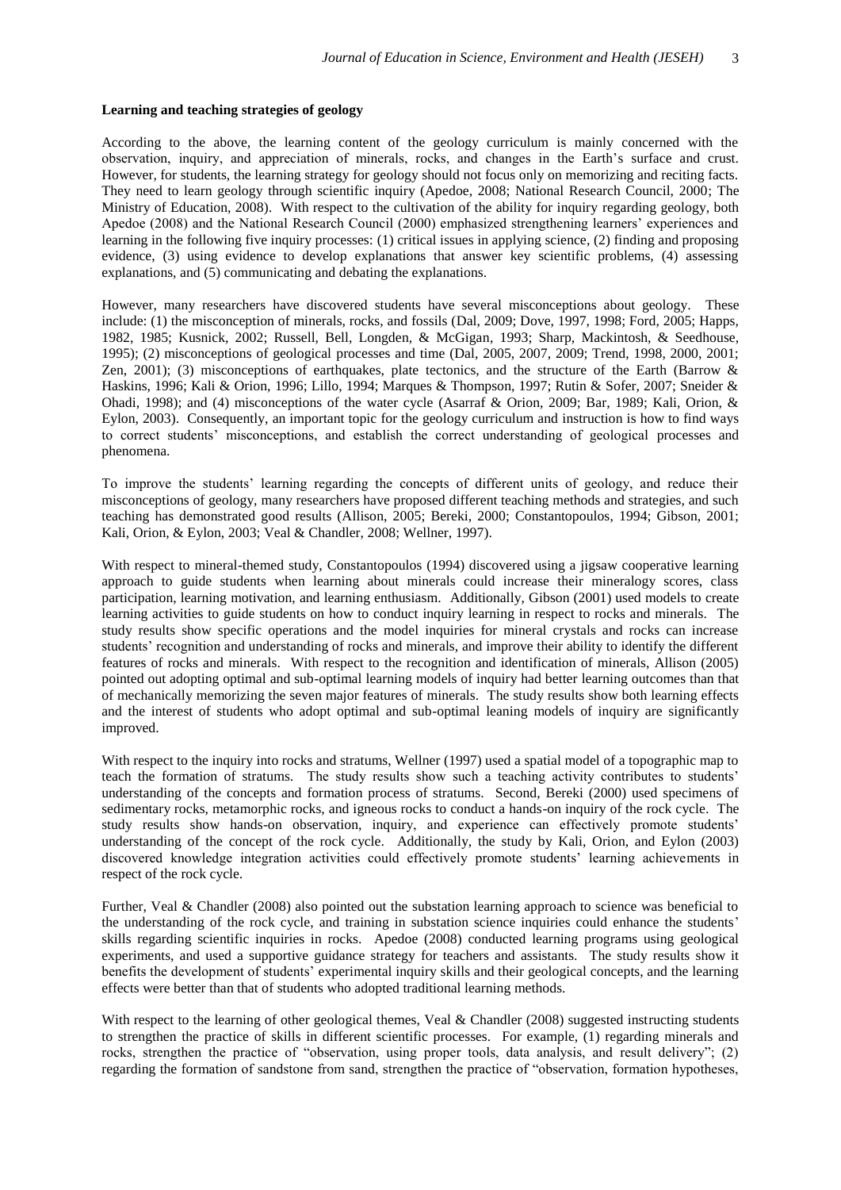**Learning and teaching strategies of geology**

According to the above, the learning content of the geology curriculum is mainly concerned with the observation, inquiry, and appreciation of minerals, rocks, and changes in the Earth's surface and crust. However, for students, the learning strategy for geology should not focus only on memorizing and reciting facts. They need to learn geology through scientific inquiry (Apedoe, 2008; National Research Council, 2000; The Ministry of Education, 2008). With respect to the cultivation of the ability for inquiry regarding geology, both Apedoe (2008) and the National Research Council (2000) emphasized strengthening learners' experiences and learning in the following five inquiry processes: (1) critical issues in applying science, (2) finding and proposing evidence, (3) using evidence to develop explanations that answer key scientific problems, (4) assessing explanations, and (5) communicating and debating the explanations.

However, many researchers have discovered students have several misconceptions about geology. These include: (1) the misconception of minerals, rocks, and fossils (Dal, 2009; Dove, 1997, 1998; Ford, 2005; Happs, 1982, 1985; Kusnick, 2002; Russell, Bell, Longden, & McGigan, 1993; Sharp, Mackintosh, & Seedhouse, 1995); (2) misconceptions of geological processes and time (Dal, 2005, 2007, 2009; Trend, 1998, 2000, 2001; Zen, 2001); (3) misconceptions of earthquakes, plate tectonics, and the structure of the Earth (Barrow & Haskins, 1996; Kali & Orion, 1996; Lillo, 1994; Marques & Thompson, 1997; Rutin & Sofer, 2007; Sneider & Ohadi, 1998); and (4) misconceptions of the water cycle (Asarraf & Orion, 2009; Bar, 1989; Kali, Orion, & Eylon, 2003). Consequently, an important topic for the geology curriculum and instruction is how to find ways to correct students' misconceptions, and establish the correct understanding of geological processes and phenomena.

To improve the students' learning regarding the concepts of different units of geology, and reduce their misconceptions of geology, many researchers have proposed different teaching methods and strategies, and such teaching has demonstrated good results (Allison, 2005; Bereki, 2000; Constantopoulos, 1994; Gibson, 2001; Kali, Orion, & Eylon, 2003; Veal & Chandler, 2008; Wellner, 1997).

With respect to mineral-themed study, Constantopoulos (1994) discovered using a jigsaw cooperative learning approach to guide students when learning about minerals could increase their mineralogy scores, class participation, learning motivation, and learning enthusiasm. Additionally, Gibson (2001) used models to create learning activities to guide students on how to conduct inquiry learning in respect to rocks and minerals. The study results show specific operations and the model inquiries for mineral crystals and rocks can increase students' recognition and understanding of rocks and minerals, and improve their ability to identify the different features of rocks and minerals. With respect to the recognition and identification of minerals, Allison (2005) pointed out adopting optimal and sub-optimal learning models of inquiry had better learning outcomes than that of mechanically memorizing the seven major features of minerals. The study results show both learning effects and the interest of students who adopt optimal and sub-optimal leaning models of inquiry are significantly improved.

With respect to the inquiry into rocks and stratums, Wellner (1997) used a spatial model of a topographic map to teach the formation of stratums. The study results show such a teaching activity contributes to students' understanding of the concepts and formation process of stratums. Second, Bereki (2000) used specimens of sedimentary rocks, metamorphic rocks, and igneous rocks to conduct a hands-on inquiry of the rock cycle. The study results show hands-on observation, inquiry, and experience can effectively promote students' understanding of the concept of the rock cycle. Additionally, the study by Kali, Orion, and Eylon (2003) discovered knowledge integration activities could effectively promote students' learning achievements in respect of the rock cycle.

Further, Veal & Chandler (2008) also pointed out the substation learning approach to science was beneficial to the understanding of the rock cycle, and training in substation science inquiries could enhance the students' skills regarding scientific inquiries in rocks. Apedoe (2008) conducted learning programs using geological experiments, and used a supportive guidance strategy for teachers and assistants. The study results show it benefits the development of students' experimental inquiry skills and their geological concepts, and the learning effects were better than that of students who adopted traditional learning methods.

With respect to the learning of other geological themes, Veal & Chandler (2008) suggested instructing students to strengthen the practice of skills in different scientific processes. For example, (1) regarding minerals and rocks, strengthen the practice of "observation, using proper tools, data analysis, and result delivery"; (2) regarding the formation of sandstone from sand, strengthen the practice of "observation, formation hypotheses,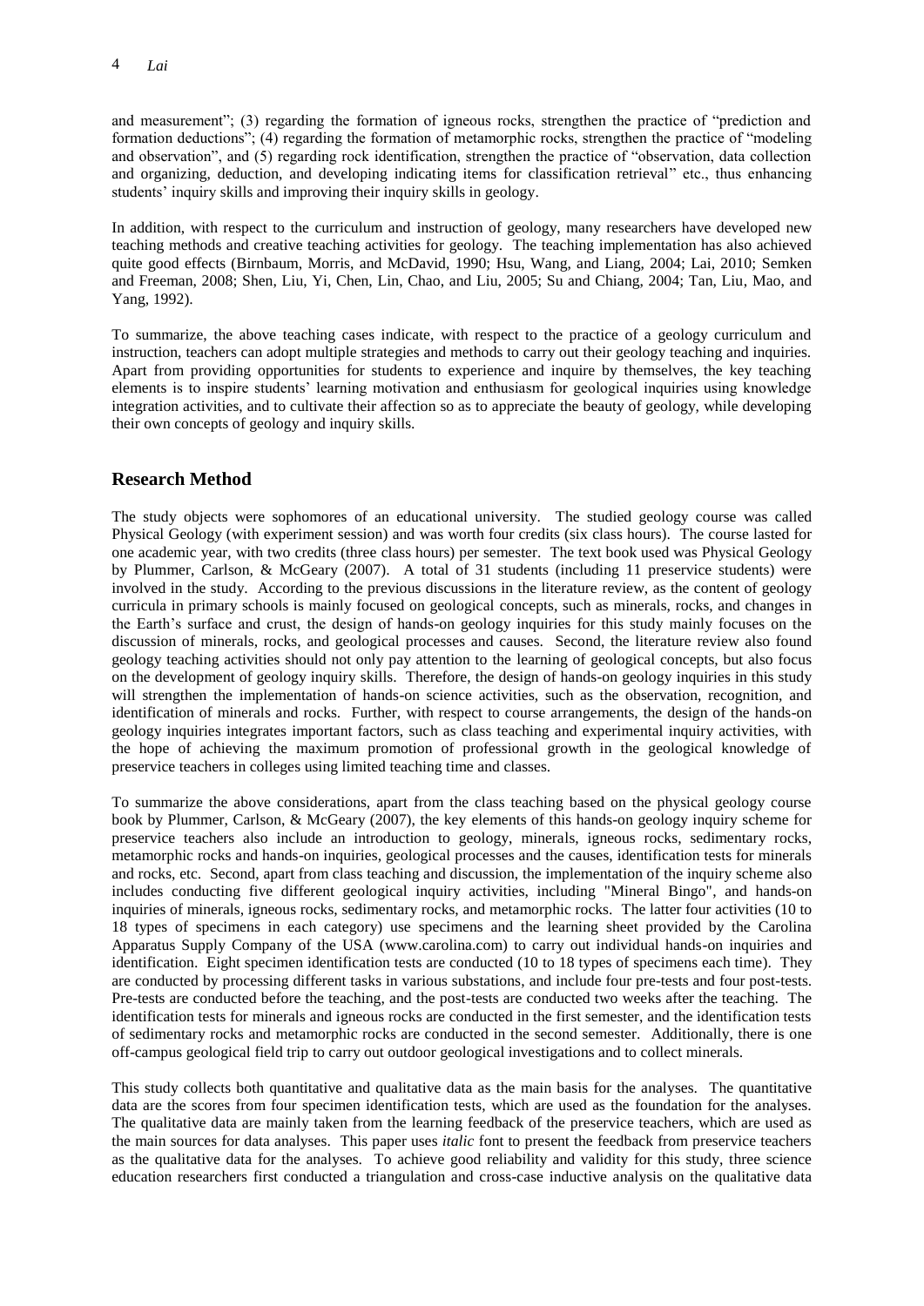and measurement"; (3) regarding the formation of igneous rocks, strengthen the practice of "prediction and formation deductions"; (4) regarding the formation of metamorphic rocks, strengthen the practice of "modeling and observation", and (5) regarding rock identification, strengthen the practice of "observation, data collection and organizing, deduction, and developing indicating items for classification retrieval" etc., thus enhancing students' inquiry skills and improving their inquiry skills in geology.

In addition, with respect to the curriculum and instruction of geology, many researchers have developed new teaching methods and creative teaching activities for geology. The teaching implementation has also achieved quite good effects (Birnbaum, Morris, and McDavid, 1990; Hsu, Wang, and Liang, 2004; Lai, 2010; Semken and Freeman, 2008; Shen, Liu, Yi, Chen, Lin, Chao, and Liu, 2005; Su and Chiang, 2004; Tan, Liu, Mao, and Yang, 1992).

To summarize, the above teaching cases indicate, with respect to the practice of a geology curriculum and instruction, teachers can adopt multiple strategies and methods to carry out their geology teaching and inquiries. Apart from providing opportunities for students to experience and inquire by themselves, the key teaching elements is to inspire students' learning motivation and enthusiasm for geological inquiries using knowledge integration activities, and to cultivate their affection so as to appreciate the beauty of geology, while developing their own concepts of geology and inquiry skills.

## Research Method

The study objects were sophomores of an educational university. The studied geology course was called Physical Geology (with experiment session) and was worth four credits (six class hours). The course lasted for one academic year, with two credits (three class hours) per semester. The text book used was Physical Geology by Plummer, Carlson, & McGeary (2007). A total of 31 students (including 11 preservice students) were involved in the study. According to the previous discussions in the literature review, as the content of geology curricula in primary schools is mainly focused on geological concepts, such as minerals, rocks, and changes in the Earth's surface and crust, the design of hands-on geology inquiries for this study mainly focuses on the discussion of minerals, rocks, and geological processes and causes. Second, the literature review also found geology teaching activities should not only pay attention to the learning of geological concepts, but also focus on the development of geology inquiry skills. Therefore, the design of hands-on geology inquiries in this study will strengthen the implementation of hands-on science activities, such as the observation, recognition, and identification of minerals and rocks. Further, with respect to course arrangements, the design of the hands-on geology inquiries integrates important factors, such as class teaching and experimental inquiry activities, with the hope of achieving the maximum promotion of professional growth in the geological knowledge of preservice teachers in colleges using limited teaching time and classes.

To summarize the above considerations, apart from the class teaching based on the physical geology course book by Plummer, Carlson, & McGeary (2007), the key elements of this hands-on geology inquiry scheme for preservice teachers also include an introduction to geology, minerals, igneous rocks, sedimentary rocks, metamorphic rocks and hands-on inquiries, geological processes and the causes, identification tests for minerals and rocks, etc. Second, apart from class teaching and discussion, the implementation of the inquiry scheme also includes conducting five different geological inquiry activities, including "Mineral Bingo", and hands-on inquiries of minerals, igneous rocks, sedimentary rocks, and metamorphic rocks. The latter four activities (10 to 18 types of specimens in each category) use specimens and the learning sheet provided by the Carolina Apparatus Supply Company of the USA (www.carolina.com) to carry out individual hands-on inquiries and identification. Eight specimen identification tests are conducted (10 to 18 types of specimens each time). They are conducted by processing different tasks in various substations, and include four pre-tests and four post-tests. Pre-tests are conducted before the teaching, and the post-tests are conducted two weeks after the teaching. The identification tests for minerals and igneous rocks are conducted in the first semester, and the identification tests of sedimentary rocks and metamorphic rocks are conducted in the second semester. Additionally, there is one off-campus geological field trip to carry out outdoor geological investigations and to collect minerals.

This study collects both quantitative and qualitative data as the main basis for the analyses. The quantitative data are the scores from four specimen identification tests, which are used as the foundation for the analyses. The qualitative data are mainly taken from the learning feedback of the preservice teachers, which are used as the main sources for data analyses. This paper uses *italic* font to present the feedback from preservice teachers as the qualitative data for the analyses. To achieve good reliability and validity for this study, three science education researchers first conducted a triangulation and cross-case inductive analysis on the qualitative data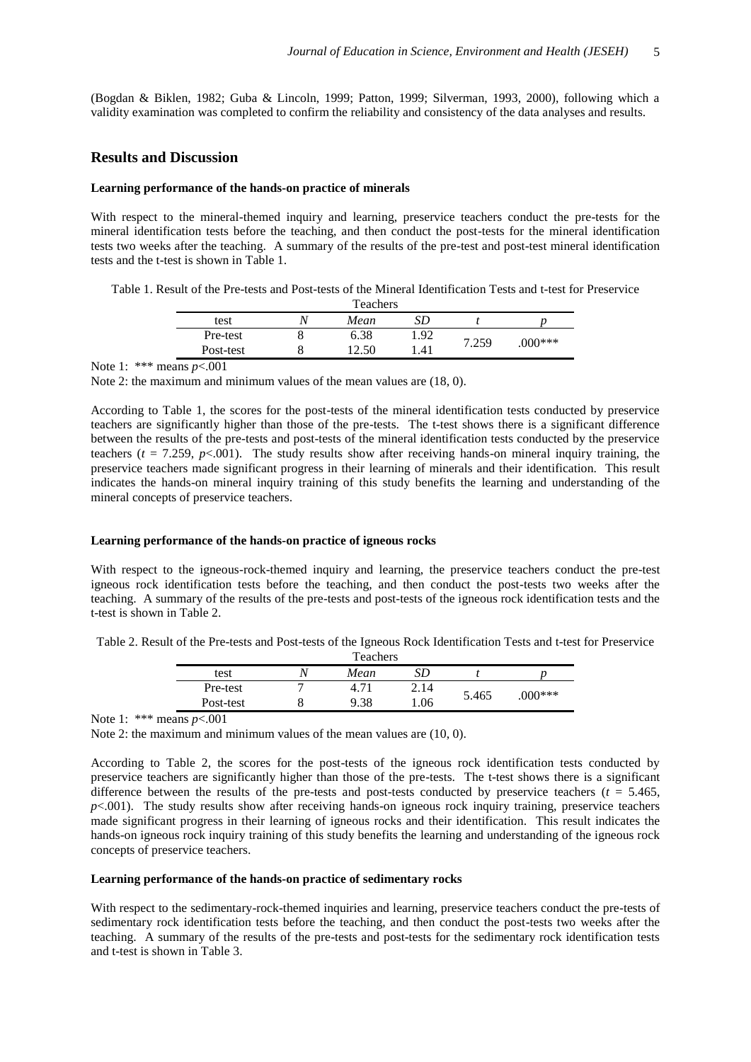(Bogdan & Biklen, 1982; Guba & Lincoln, 1999; Patton, 1999; Silverman, 1993, 2000), following which a validity examination was completed to confirm the reliability and consistency of the data analyses and results.

## Results and Discussion

### Learning performance of the hands-on practice of minerals

With respect to the mineral-themed inquiry and learning, preservice teachers conduct the pre-tests for the mineral identification tests before the teaching, and then conduct the post-tests for the mineral identification tests two weeks after the teaching. A summary of the results of the pre-test and post-test mineral identification tests and the t-test is shown in Table 1.

Table 1. Result of the Pre-tests and Post-tests of the Mineral Identification Tests and t-test for Preservice Teachers

| test | *N* | *Mean* | *SD* | *t* | *p* |
|---|---|---|---|---|---|
| Pre-test | 8 | 6.38 | 1.92 | 7.259 | .000*** |
| Post-test | 8 | 12.50 | 1.41 | | |

Note 1: *** means $p<.001$

Note 2: the maximum and minimum values of the mean values are (18, 0).

According to Table 1, the scores for the post-tests of the mineral identification tests conducted by preservice teachers are significantly higher than those of the pre-tests. The t-test shows there is a significant difference between the results of the pre-tests and post-tests of the mineral identification tests conducted by the preservice teachers ($t$ = 7.259, $p<.001$). The study results show after receiving hands-on mineral inquiry training, the preservice teachers made significant progress in their learning of minerals and their identification. This result indicates the hands-on mineral inquiry training of this study benefits the learning and understanding of the mineral concepts of preservice teachers.

### Learning performance of the hands-on practice of igneous rocks

With respect to the igneous-rock-themed inquiry and learning, the preservice teachers conduct the pre-test igneous rock identification tests before the teaching, and then conduct the post-tests two weeks after the teaching. A summary of the results of the pre-tests and post-tests of the igneous rock identification tests and the t-test is shown in Table 2.

Table 2. Result of the Pre-tests and Post-tests of the Igneous Rock Identification Tests and t-test for Preservice Teachers

| test | *N* | *Mean* | *SD* | *t* | *p* |
|---|---|---|---|---|---|
| Pre-test | 7 | 4.71 | 2.14 | 5.465 | .000*** |
| Post-test | 8 | 9.38 | 1.06 | | |

Note 1: *** means $p<.001$

Note 2: the maximum and minimum values of the mean values are (10, 0).

According to Table 2, the scores for the post-tests of the igneous rock identification tests conducted by preservice teachers are significantly higher than those of the pre-tests. The t-test shows there is a significant difference between the results of the pre-tests and post-tests conducted by preservice teachers ($t$ = 5.465, $p<.001$). The study results show after receiving hands-on igneous rock inquiry training, preservice teachers made significant progress in their learning of igneous rocks and their identification. This result indicates the hands-on igneous rock inquiry training of this study benefits the learning and understanding of the igneous rock concepts of preservice teachers.

### Learning performance of the hands-on practice of sedimentary rocks

With respect to the sedimentary-rock-themed inquiries and learning, preservice teachers conduct the pre-tests of sedimentary rock identification tests before the teaching, and then conduct the post-tests two weeks after the teaching. A summary of the results of the pre-tests and post-tests for the sedimentary rock identification tests and t-test is shown in Table 3.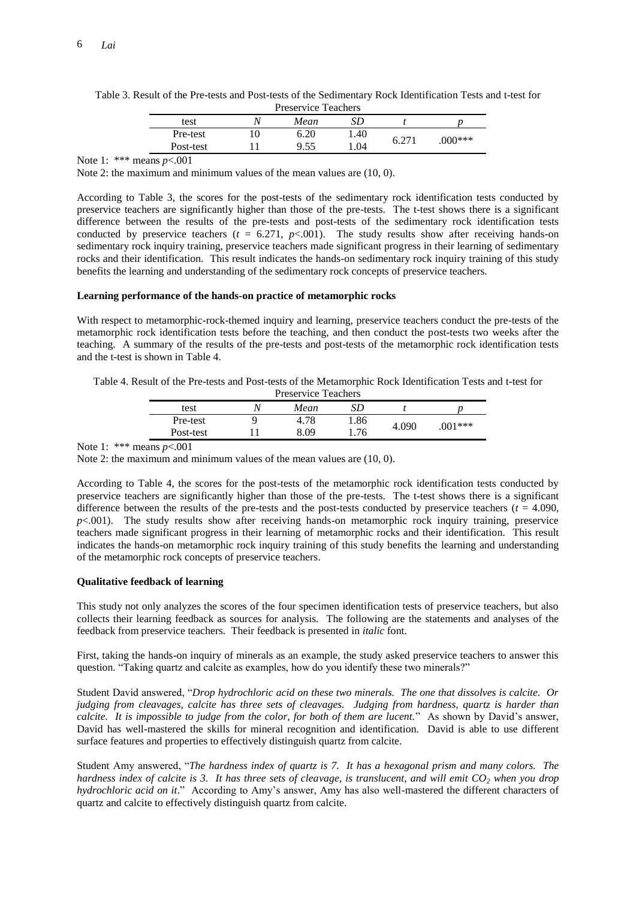Table 3. Result of the Pre-tests and Post-tests of the Sedimentary Rock Identification Tests and t-test for Preservice Teachers

| test | *N* | *Mean* | *SD* | *t* | *p* |
|---|---|---|---|---|---|
| Pre-test | 10 | 6.20 | 1.40 | 6.271 | .000*** |
| Post-test | 11 | 9.55 | 1.04 | | |

Note 1: *** means $p$<.001

Note 2: the maximum and minimum values of the mean values are (10, 0).

According to Table 3, the scores for the post-tests of the sedimentary rock identification tests conducted by preservice teachers are significantly higher than those of the pre-tests. The t-test shows there is a significant difference between the results of the pre-tests and post-tests of the sedimentary rock identification tests conducted by preservice teachers ($t$ = 6.271, $p$<.001). The study results show after receiving hands-on sedimentary rock inquiry training, preservice teachers made significant progress in their learning of sedimentary rocks and their identification. This result indicates the hands-on sedimentary rock inquiry training of this study benefits the learning and understanding of the sedimentary rock concepts of preservice teachers.

**Learning performance of the hands-on practice of metamorphic rocks**

With respect to metamorphic-rock-themed inquiry and learning, preservice teachers conduct the pre-tests of the metamorphic rock identification tests before the teaching, and then conduct the post-tests two weeks after the teaching. A summary of the results of the pre-tests and post-tests of the metamorphic rock identification tests and the t-test is shown in Table 4.

Table 4. Result of the Pre-tests and Post-tests of the Metamorphic Rock Identification Tests and t-test for Preservice Teachers

| test | *N* | *Mean* | *SD* | *t* | *p* |
|---|---|---|---|---|---|
| Pre-test | 9 | 4.78 | 1.86 | 4.090 | .001*** |
| Post-test | 11 | 8.09 | 1.76 | | |

Note 1: *** means $p$<.001

Note 2: the maximum and minimum values of the mean values are (10, 0).

According to Table 4, the scores for the post-tests of the metamorphic rock identification tests conducted by preservice teachers are significantly higher than those of the pre-tests. The t-test shows there is a significant difference between the results of the pre-tests and the post-tests conducted by preservice teachers ($t$ = 4.090, $p$<.001). The study results show after receiving hands-on metamorphic rock inquiry training, preservice teachers made significant progress in their learning of metamorphic rocks and their identification. This result indicates the hands-on metamorphic rock inquiry training of this study benefits the learning and understanding of the metamorphic rock concepts of preservice teachers.

**Qualitative feedback of learning**

This study not only analyzes the scores of the four specimen identification tests of preservice teachers, but also collects their learning feedback as sources for analysis. The following are the statements and analyses of the feedback from preservice teachers. Their feedback is presented in *italic* font.

First, taking the hands-on inquiry of minerals as an example, the study asked preservice teachers to answer this question. "Taking quartz and calcite as examples, how do you identify these two minerals?"

Student David answered, "*Drop hydrochloric acid on these two minerals. The one that dissolves is calcite. Or judging from cleavages, calcite has three sets of cleavages. Judging from hardness, quartz is harder than calcite. It is impossible to judge from the color, for both of them are lucent.*" As shown by David's answer, David has well-mastered the skills for mineral recognition and identification. David is able to use different surface features and properties to effectively distinguish quartz from calcite.

Student Amy answered, "*The hardness index of quartz is 7. It has a hexagonal prism and many colors. The hardness index of calcite is 3. It has three sets of cleavage, is translucent, and will emit $CO_2$ when you drop hydrochloric acid on it*." According to Amy's answer, Amy has also well-mastered the different characters of quartz and calcite to effectively distinguish quartz from calcite.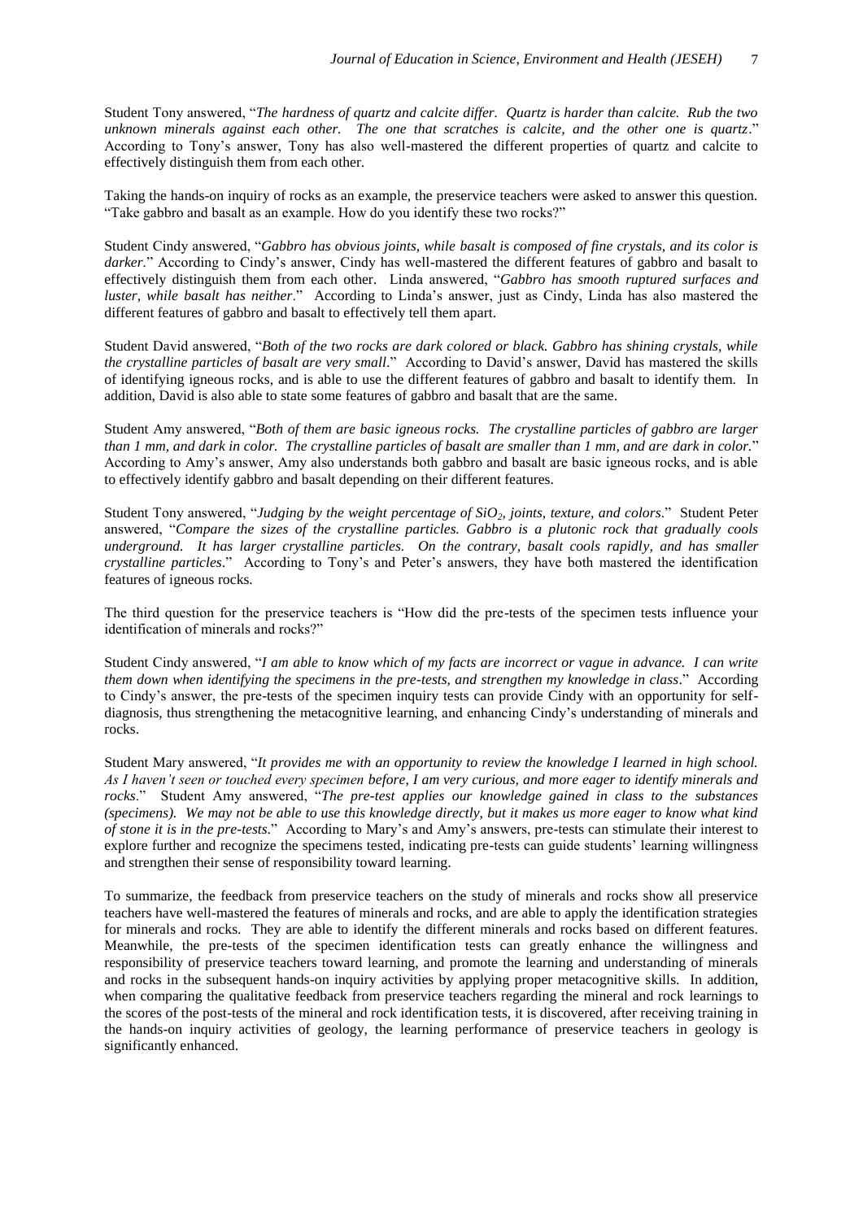Student Tony answered, "*The hardness of quartz and calcite differ. Quartz is harder than calcite. Rub the two unknown minerals against each other. The one that scratches is calcite, and the other one is quartz*." According to Tony's answer, Tony has also well-mastered the different properties of quartz and calcite to effectively distinguish them from each other.

Taking the hands-on inquiry of rocks as an example, the preservice teachers were asked to answer this question. "Take gabbro and basalt as an example. How do you identify these two rocks?"

Student Cindy answered, "*Gabbro has obvious joints, while basalt is composed of fine crystals, and its color is darker.*" According to Cindy's answer, Cindy has well-mastered the different features of gabbro and basalt to effectively distinguish them from each other. Linda answered, "*Gabbro has smooth ruptured surfaces and luster, while basalt has neither*." According to Linda's answer, just as Cindy, Linda has also mastered the different features of gabbro and basalt to effectively tell them apart.

Student David answered, "*Both of the two rocks are dark colored or black. Gabbro has shining crystals, while the crystalline particles of basalt are very small*." According to David's answer, David has mastered the skills of identifying igneous rocks, and is able to use the different features of gabbro and basalt to identify them. In addition, David is also able to state some features of gabbro and basalt that are the same.

Student Amy answered, "*Both of them are basic igneous rocks. The crystalline particles of gabbro are larger than 1 mm, and dark in color. The crystalline particles of basalt are smaller than 1 mm, and are dark in color.*" According to Amy's answer, Amy also understands both gabbro and basalt are basic igneous rocks, and is able to effectively identify gabbro and basalt depending on their different features.

Student Tony answered, "*Judging by the weight percentage of $SiO_2$, joints, texture, and colors*." Student Peter answered, "*Compare the sizes of the crystalline particles. Gabbro is a plutonic rock that gradually cools underground. It has larger crystalline particles. On the contrary, basalt cools rapidly, and has smaller crystalline particles*." According to Tony's and Peter's answers, they have both mastered the identification features of igneous rocks.

The third question for the preservice teachers is "How did the pre-tests of the specimen tests influence your identification of minerals and rocks?"

Student Cindy answered, "*I am able to know which of my facts are incorrect or vague in advance. I can write them down when identifying the specimens in the pre-tests, and strengthen my knowledge in class*." According to Cindy's answer, the pre-tests of the specimen inquiry tests can provide Cindy with an opportunity for self-diagnosis, thus strengthening the metacognitive learning, and enhancing Cindy's understanding of minerals and rocks.

Student Mary answered, "*It provides me with an opportunity to review the knowledge I learned in high school. As I haven't seen or touched every specimen before, I am very curious, and more eager to identify minerals and rocks*." Student Amy answered, "*The pre-test applies our knowledge gained in class to the substances (specimens). We may not be able to use this knowledge directly, but it makes us more eager to know what kind of stone it is in the pre-tests*." According to Mary's and Amy's answers, pre-tests can stimulate their interest to explore further and recognize the specimens tested, indicating pre-tests can guide students' learning willingness and strengthen their sense of responsibility toward learning.

To summarize, the feedback from preservice teachers on the study of minerals and rocks show all preservice teachers have well-mastered the features of minerals and rocks, and are able to apply the identification strategies for minerals and rocks. They are able to identify the different minerals and rocks based on different features. Meanwhile, the pre-tests of the specimen identification tests can greatly enhance the willingness and responsibility of preservice teachers toward learning, and promote the learning and understanding of minerals and rocks in the subsequent hands-on inquiry activities by applying proper metacognitive skills. In addition, when comparing the qualitative feedback from preservice teachers regarding the mineral and rock learnings to the scores of the post-tests of the mineral and rock identification tests, it is discovered, after receiving training in the hands-on inquiry activities of geology, the learning performance of preservice teachers in geology is significantly enhanced.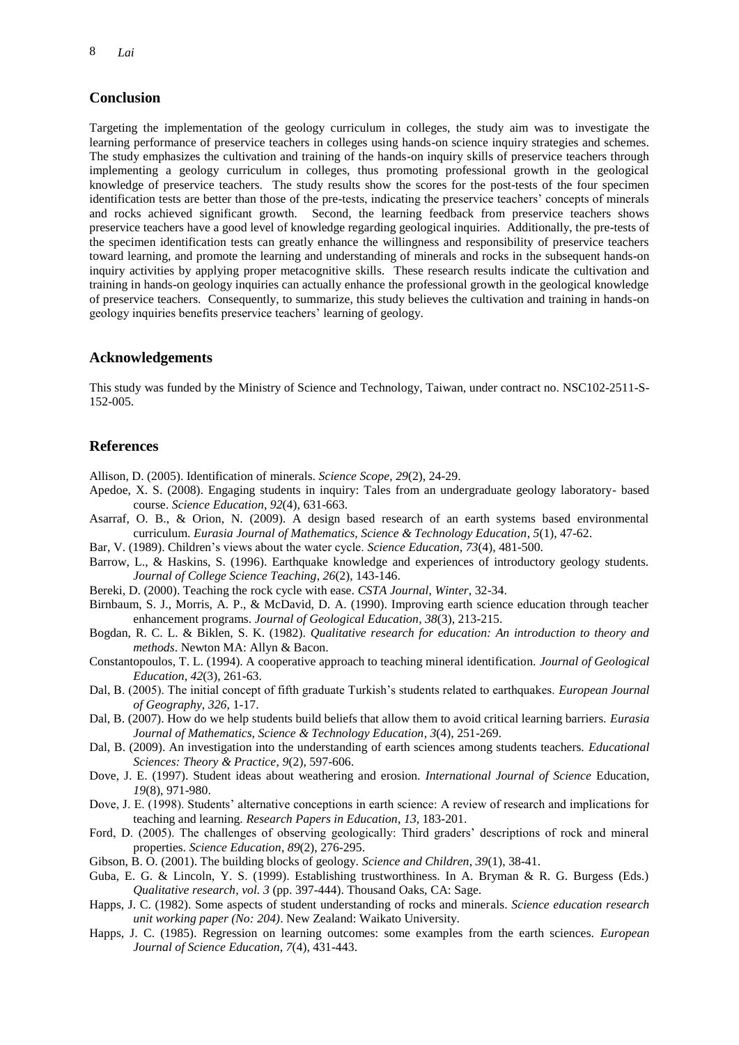## Conclusion

Targeting the implementation of the geology curriculum in colleges, the study aim was to investigate the learning performance of preservice teachers in colleges using hands-on science inquiry strategies and schemes. The study emphasizes the cultivation and training of the hands-on inquiry skills of preservice teachers through implementing a geology curriculum in colleges, thus promoting professional growth in the geological knowledge of preservice teachers. The study results show the scores for the post-tests of the four specimen identification tests are better than those of the pre-tests, indicating the preservice teachers' concepts of minerals and rocks achieved significant growth. Second, the learning feedback from preservice teachers shows preservice teachers have a good level of knowledge regarding geological inquiries. Additionally, the pre-tests of the specimen identification tests can greatly enhance the willingness and responsibility of preservice teachers toward learning, and promote the learning and understanding of minerals and rocks in the subsequent hands-on inquiry activities by applying proper metacognitive skills. These research results indicate the cultivation and training in hands-on geology inquiries can actually enhance the professional growth in the geological knowledge of preservice teachers. Consequently, to summarize, this study believes the cultivation and training in hands-on geology inquiries benefits preservice teachers' learning of geology.

## Acknowledgements

This study was funded by the Ministry of Science and Technology, Taiwan, under contract no. NSC102-2511-S-152-005.

## References

Allison, D. (2005). Identification of minerals. *Science Scope*, *29*(2), 24-29.

Apedoe, X. S. (2008). Engaging students in inquiry: Tales from an undergraduate geology laboratory- based course. *Science Education*, *92*(4), 631-663.

Asarraf, O. B., & Orion, N. (2009). A design based research of an earth systems based environmental curriculum. *Eurasia Journal of Mathematics, Science & Technology Education*, *5*(1), 47-62.

Bar, V. (1989). Children's views about the water cycle. *Science Education*, *73*(4), 481-500.

Barrow, L., & Haskins, S. (1996). Earthquake knowledge and experiences of introductory geology students. *Journal of College Science Teaching*, *26*(2), 143-146.

Bereki, D. (2000). Teaching the rock cycle with ease. *CSTA Journal*, *Winter*, 32-34.

Birnbaum, S. J., Morris, A. P., & McDavid, D. A. (1990). Improving earth science education through teacher enhancement programs. *Journal of Geological Education*, *38*(3), 213-215.

Bogdan, R. C. L. & Biklen, S. K. (1982). *Qualitative research for education: An introduction to theory and methods*. Newton MA: Allyn & Bacon.

Constantopoulos, T. L. (1994). A cooperative approach to teaching mineral identification. *Journal of Geological Education*, *42*(3), 261-63.

Dal, B. (2005). The initial concept of fifth graduate Turkish's students related to earthquakes. *European Journal of Geography*, *326*, 1-17.

Dal, B. (2007). How do we help students build beliefs that allow them to avoid critical learning barriers. *Eurasia Journal of Mathematics, Science & Technology Education*, *3*(4), 251-269.

Dal, B. (2009). An investigation into the understanding of earth sciences among students teachers. *Educational Sciences: Theory & Practice*, *9*(2), 597-606.

Dove, J. E. (1997). Student ideas about weathering and erosion. *International Journal of Science* Education, *19*(8), 971-980.

Dove, J. E. (1998). Students' alternative conceptions in earth science: A review of research and implications for teaching and learning. *Research Papers in Education*, *13*, 183-201.

Ford, D. (2005). The challenges of observing geologically: Third graders' descriptions of rock and mineral properties. *Science Education*, *89*(2), 276-295.

Gibson, B. O. (2001). The building blocks of geology. *Science and Children*, *39*(1), 38-41.

Guba, E. G. & Lincoln, Y. S. (1999). Establishing trustworthiness. In A. Bryman & R. G. Burgess (Eds.) *Qualitative research, vol. 3* (pp. 397-444). Thousand Oaks, CA: Sage.

Happs, J. C. (1982). Some aspects of student understanding of rocks and minerals. *Science education research unit working paper (No: 204)*. New Zealand: Waikato University.

Happs, J. C. (1985). Regression on learning outcomes: some examples from the earth sciences. *European Journal of Science Education*, *7*(4), 431-443.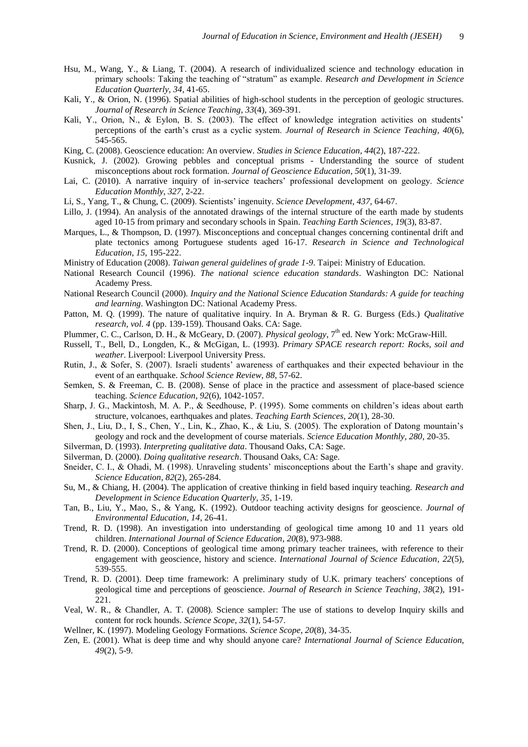Hsu, M., Wang, Y., & Liang, T. (2004). A research of individualized science and technology education in primary schools: Taking the teaching of "stratum" as example. *Research and Development in Science Education Quarterly*, *34*, 41-65.

Kali, Y., & Orion, N. (1996). Spatial abilities of high-school students in the perception of geologic structures. *Journal of Research in Science Teaching*, *33*(4), 369-391.

Kali, Y., Orion, N., & Eylon, B. S. (2003). The effect of knowledge integration activities on students' perceptions of the earth's crust as a cyclic system. *Journal of Research in Science Teaching*, *40*(6), 545-565.

King, C. (2008). Geoscience education: An overview. *Studies in Science Education*, *44*(2), 187-222.

Kusnick, J. (2002). Growing pebbles and conceptual prisms - Understanding the source of student misconceptions about rock formation. *Journal of Geoscience Education*, *50*(1), 31-39.

Lai, C. (2010). A narrative inquiry of in-service teachers' professional development on geology. *Science Education Monthly, 327*, 2-22.

Li, S., Yang, T., & Chung, C. (2009). Scientists' ingenuity. *Science Development, 437*, 64-67.

Lillo, J. (1994). An analysis of the annotated drawings of the internal structure of the earth made by students aged 10-15 from primary and secondary schools in Spain. *Teaching Earth Sciences*, *19*(3), 83-87.

Marques, L., & Thompson, D. (1997). Misconceptions and conceptual changes concerning continental drift and plate tectonics among Portuguese students aged 16-17. *Research in Science and Technological Education*, *15*, 195-222.

Ministry of Education (2008). *Taiwan general guidelines of grade 1-9*. Taipei: Ministry of Education.

National Research Council (1996). *The national science education standards*. Washington DC: National Academy Press.

National Research Council (2000). *Inquiry and the National Science Education Standards: A guide for teaching and learning*. Washington DC: National Academy Press.

Patton, M. Q. (1999). The nature of qualitative inquiry. In A. Bryman & R. G. Burgess (Eds.) *Qualitative research, vol. 4* (pp. 139-159). Thousand Oaks. CA: Sage.

Plummer, C. C., Carlson, D. H., & McGeary, D. (2007). *Physical geology*, 7th ed. New York: McGraw-Hill.

Russell, T., Bell, D., Longden, K., & McGigan, L. (1993). *Primary SPACE research report: Rocks, soil and weather*. Liverpool: Liverpool University Press.

Rutin, J., & Sofer, S. (2007). Israeli students' awareness of earthquakes and their expected behaviour in the event of an earthquake. *School Science Review*, *88*, 57-62.

Semken, S. & Freeman, C. B. (2008). Sense of place in the practice and assessment of place-based science teaching. *Science Education*, *92*(6), 1042-1057.

Sharp, J. G., Mackintosh, M. A. P., & Seedhouse, P. (1995). Some comments on children's ideas about earth structure, volcanoes, earthquakes and plates. *Teaching Earth Sciences*, *20*(1), 28-30.

Shen, J., Liu, D., I, S., Chen, Y., Lin, K., Zhao, K., & Liu, S. (2005). The exploration of Datong mountain's geology and rock and the development of course materials. *Science Education Monthly, 280*, 20-35.

Silverman, D. (1993). *Interpreting qualitative data*. Thousand Oaks, CA: Sage.

Silverman, D. (2000). *Doing qualitative research*. Thousand Oaks, CA: Sage.

Sneider, C. I., & Ohadi, M. (1998). Unraveling students' misconceptions about the Earth's shape and gravity. *Science Education*, *82*(2), 265-284.

Su, M., & Chiang, H. (2004). The application of creative thinking in field based inquiry teaching. *Research and Development in Science Education Quarterly, 35*, 1-19.

Tan, B., Liu, Y., Mao, S., & Yang, K. (1992). Outdoor teaching activity designs for geoscience. *Journal of Environmental Education, 14*, 26-41.

Trend, R. D. (1998). An investigation into understanding of geological time among 10 and 11 years old children. *International Journal of Science Education*, *20*(8), 973-988.

Trend, R. D. (2000). Conceptions of geological time among primary teacher trainees, with reference to their engagement with geoscience, history and science. *International Journal of Science Education*, *22*(5), 539-555.

Trend, R. D. (2001). Deep time framework: A preliminary study of U.K. primary teachers' conceptions of geological time and perceptions of geoscience. *Journal of Research in Science Teaching*, *38*(2), 191-221.

Veal, W. R., & Chandler, A. T. (2008). Science sampler: The use of stations to develop Inquiry skills and content for rock hounds. *Science Scope*, *32*(1), 54-57.

Wellner, K. (1997). Modeling Geology Formations. *Science Scope*, *20*(8), 34-35.

Zen, E. (2001). What is deep time and why should anyone care? *International Journal of Science Education*, *49*(2), 5-9.